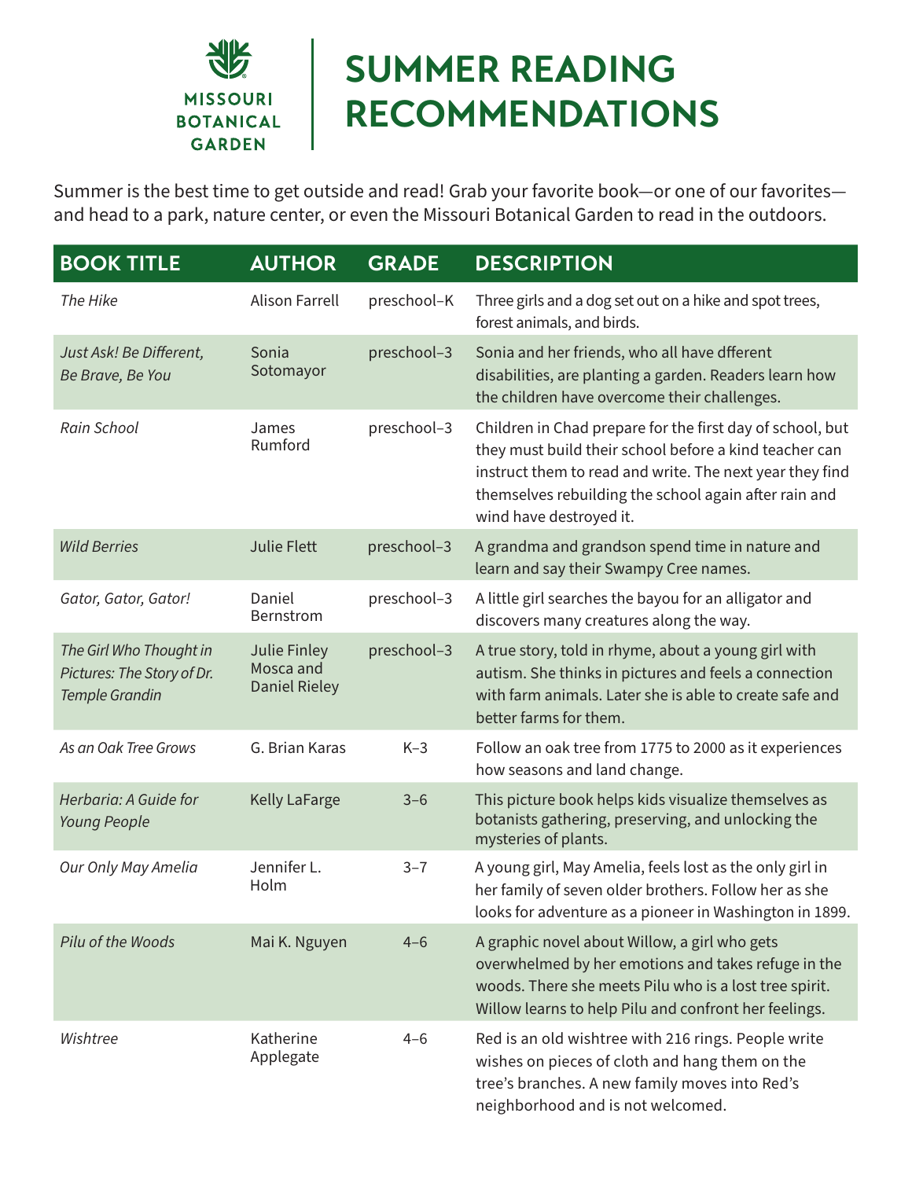MISSOURI BOTANICAL GARDEN

# SUMMER READING RECOMMENDATIONS

Summer is the best time to get outside and read! Grab your favorite book—or one of our favorites—and head to a park, nature center, or even the Missouri Botanical Garden to read in the outdoors.

| BOOK TITLE | AUTHOR | GRADE | DESCRIPTION |
|---|---|---|---|
| *The Hike* | Alison Farrell | preschool–K | Three girls and a dog set out on a hike and spot trees, forest animals, and birds. |
| *Just Ask! Be Different, Be Brave, Be You* | Sonia Sotomayor | preschool–3 | Sonia and her friends, who all have dfferent disabilities, are planting a garden. Readers learn how the children have overcome their challenges. |
| *Rain School* | James Rumford | preschool–3 | Children in Chad prepare for the first day of school, but they must build their school before a kind teacher can instruct them to read and write. The next year they find themselves rebuilding the school again after rain and wind have destroyed it. |
| *Wild Berries* | Julie Flett | preschool–3 | A grandma and grandson spend time in nature and learn and say their Swampy Cree names. |
| *Gator, Gator, Gator!* | Daniel Bernstrom | preschool–3 | A little girl searches the bayou for an alligator and discovers many creatures along the way. |
| *The Girl Who Thought in Pictures: The Story of Dr. Temple Grandin* | Julie Finley Mosca and Daniel Rieley | preschool–3 | A true story, told in rhyme, about a young girl with autism. She thinks in pictures and feels a connection with farm animals. Later she is able to create safe and better farms for them. |
| *As an Oak Tree Grows* | G. Brian Karas | K–3 | Follow an oak tree from 1775 to 2000 as it experiences how seasons and land change. |
| *Herbaria: A Guide for Young People* | Kelly LaFarge | 3–6 | This picture book helps kids visualize themselves as botanists gathering, preserving, and unlocking the mysteries of plants. |
| *Our Only May Amelia* | Jennifer L. Holm | 3–7 | A young girl, May Amelia, feels lost as the only girl in her family of seven older brothers. Follow her as she looks for adventure as a pioneer in Washington in 1899. |
| *Pilu of the Woods* | Mai K. Nguyen | 4–6 | A graphic novel about Willow, a girl who gets overwhelmed by her emotions and takes refuge in the woods. There she meets Pilu who is a lost tree spirit. Willow learns to help Pilu and confront her feelings. |
| *Wishtree* | Katherine Applegate | 4–6 | Red is an old wishtree with 216 rings. People write wishes on pieces of cloth and hang them on the tree's branches. A new family moves into Red's neighborhood and is not welcomed. |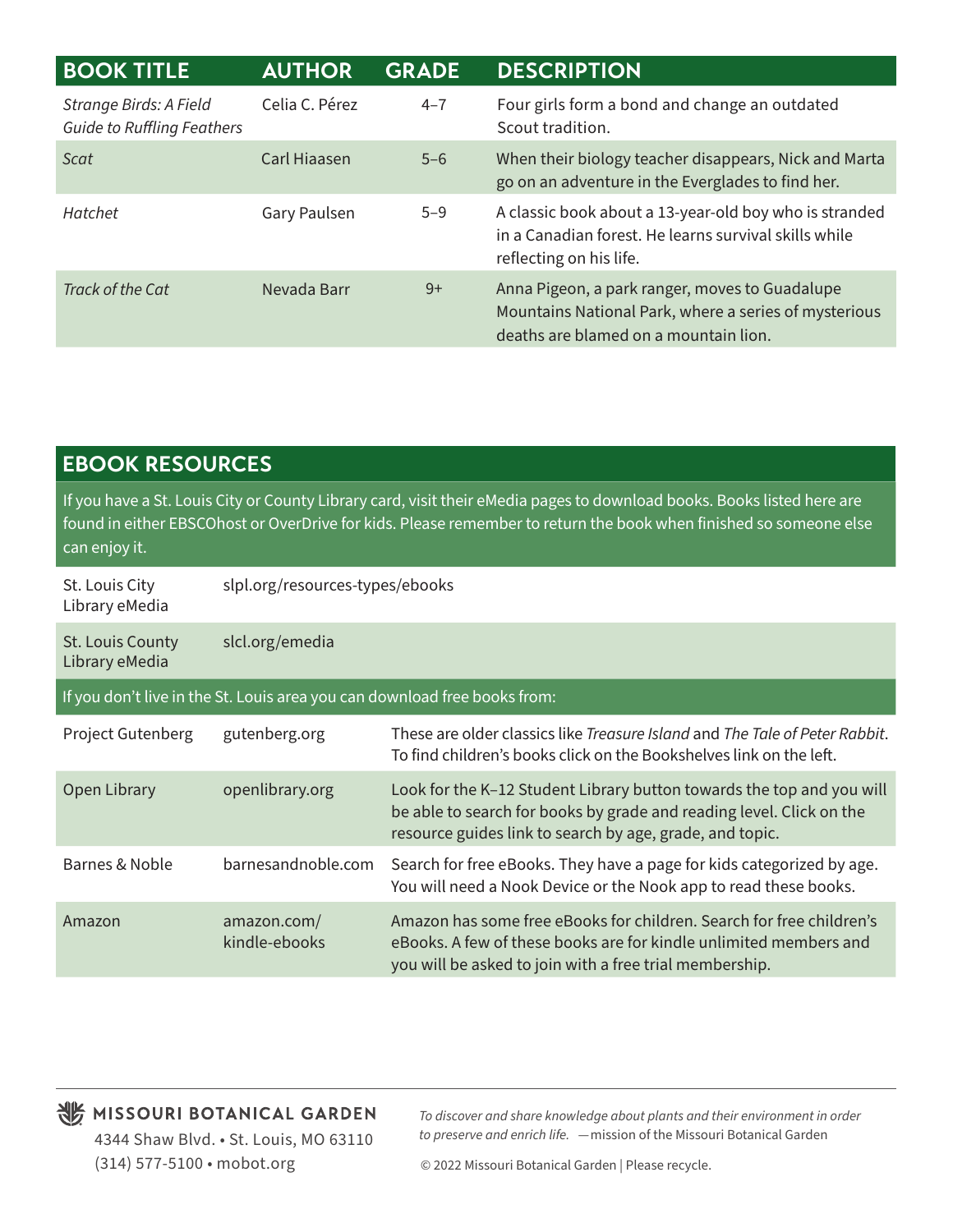| BOOK TITLE | AUTHOR | GRADE | DESCRIPTION |
|---|---|---|---|
| *Strange Birds: A Field Guide to Ruffling Feathers* | Celia C. Pérez | 4–7 | Four girls form a bond and change an outdated Scout tradition. |
| *Scat* | Carl Hiaasen | 5–6 | When their biology teacher disappears, Nick and Marta go on an adventure in the Everglades to find her. |
| *Hatchet* | Gary Paulsen | 5–9 | A classic book about a 13-year-old boy who is stranded in a Canadian forest. He learns survival skills while reflecting on his life. |
| *Track of the Cat* | Nevada Barr | 9+ | Anna Pigeon, a park ranger, moves to Guadalupe Mountains National Park, where a series of mysterious deaths are blamed on a mountain lion. |

## EBOOK RESOURCES

If you have a St. Louis City or County Library card, visit their eMedia pages to download books. Books listed here are found in either EBSCOhost or OverDrive for kids. Please remember to return the book when finished so someone else can enjoy it.

| | | |
|---|---|---|
| St. Louis City Library eMedia | slpl.org/resources-types/ebooks | |
| St. Louis County Library eMedia | slcl.org/emedia | |

If you don't live in the St. Louis area you can download free books from:

| | | |
|---|---|---|
| Project Gutenberg | gutenberg.org | These are older classics like *Treasure Island* and *The Tale of Peter Rabbit*. To find children's books click on the Bookshelves link on the left. |
| Open Library | openlibrary.org | Look for the K–12 Student Library button towards the top and you will be able to search for books by grade and reading level. Click on the resource guides link to search by age, grade, and topic. |
| Barnes & Noble | barnesandnoble.com | Search for free eBooks. They have a page for kids categorized by age. You will need a Nook Device or the Nook app to read these books. |
| Amazon | amazon.com/kindle-ebooks | Amazon has some free eBooks for children. Search for free children's eBooks. A few of these books are for kindle unlimited members and you will be asked to join with a free trial membership. |

**MISSOURI BOTANICAL GARDEN**
4344 Shaw Blvd. • St. Louis, MO 63110
(314) 577-5100 • mobot.org

*To discover and share knowledge about plants and their environment in order to preserve and enrich life.* —mission of the Missouri Botanical Garden

© 2022 Missouri Botanical Garden | Please recycle.